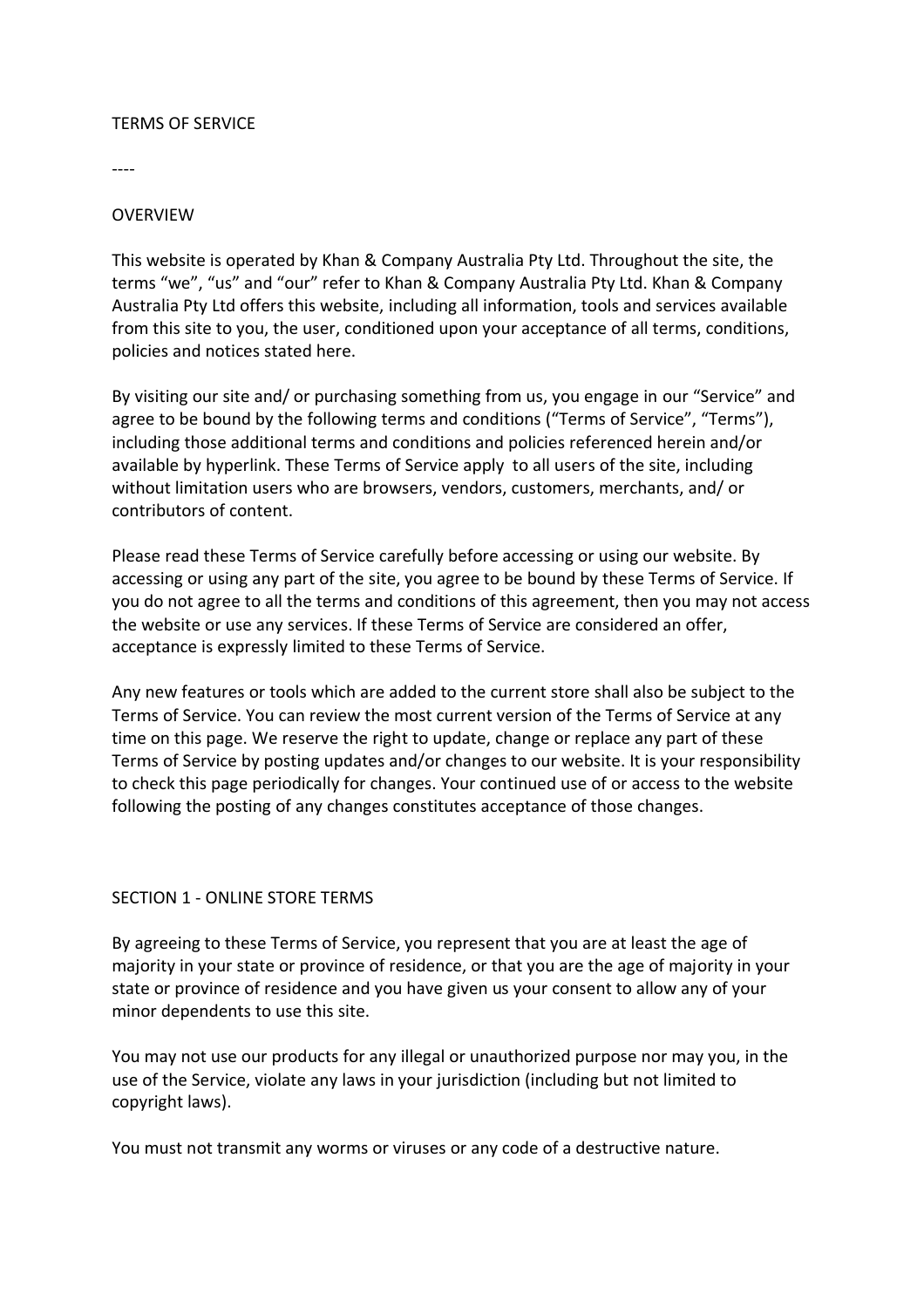# TERMS OF SERVICE

----

## OVERVIEW

This website is operated by Khan & Company Australia Pty Ltd. Throughout the site, the terms “we”, “us” and “our” refer to Khan & Company Australia Pty Ltd. Khan & Company Australia Pty Ltd offers this website, including all information, tools and services available from this site to you, the user, conditioned upon your acceptance of all terms, conditions, policies and notices stated here.

By visiting our site and/ or purchasing something from us, you engage in our “Service” and agree to be bound by the following terms and conditions (“Terms of Service”, “Terms”), including those additional terms and conditions and policies referenced herein and/or available by hyperlink. These Terms of Service apply to all users of the site, including without limitation users who are browsers, vendors, customers, merchants, and/ or contributors of content.

Please read these Terms of Service carefully before accessing or using our website. By accessing or using any part of the site, you agree to be bound by these Terms of Service. If you do not agree to all the terms and conditions of this agreement, then you may not access the website or use any services. If these Terms of Service are considered an offer, acceptance is expressly limited to these Terms of Service.

Any new features or tools which are added to the current store shall also be subject to the Terms of Service. You can review the most current version of the Terms of Service at any time on this page. We reserve the right to update, change or replace any part of these Terms of Service by posting updates and/or changes to our website. It is your responsibility to check this page periodically for changes. Your continued use of or access to the website following the posting of any changes constitutes acceptance of those changes.

## SECTION 1 - ONLINE STORE TERMS

By agreeing to these Terms of Service, you represent that you are at least the age of majority in your state or province of residence, or that you are the age of majority in your state or province of residence and you have given us your consent to allow any of your minor dependents to use this site.

You may not use our products for any illegal or unauthorized purpose nor may you, in the use of the Service, violate any laws in your jurisdiction (including but not limited to copyright laws).

You must not transmit any worms or viruses or any code of a destructive nature.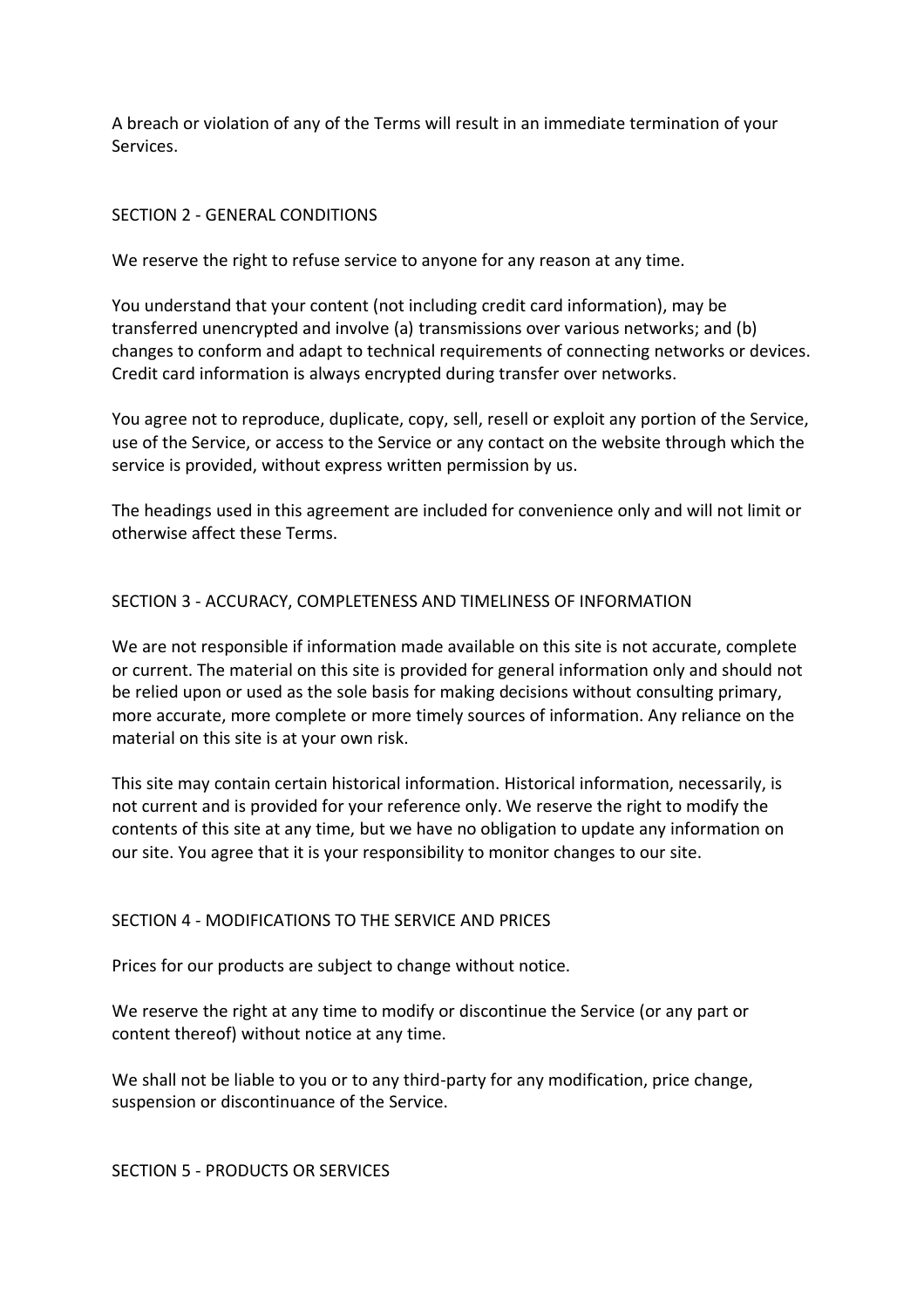A breach or violation of any of the Terms will result in an immediate termination of your Services.

## SECTION 2 - GENERAL CONDITIONS

We reserve the right to refuse service to anyone for any reason at any time.

You understand that your content (not including credit card information), may be transferred unencrypted and involve (a) transmissions over various networks; and (b) changes to conform and adapt to technical requirements of connecting networks or devices. Credit card information is always encrypted during transfer over networks.

You agree not to reproduce, duplicate, copy, sell, resell or exploit any portion of the Service, use of the Service, or access to the Service or any contact on the website through which the service is provided, without express written permission by us.

The headings used in this agreement are included for convenience only and will not limit or otherwise affect these Terms.

## SECTION 3 - ACCURACY, COMPLETENESS AND TIMELINESS OF INFORMATION

We are not responsible if information made available on this site is not accurate, complete or current. The material on this site is provided for general information only and should not be relied upon or used as the sole basis for making decisions without consulting primary, more accurate, more complete or more timely sources of information. Any reliance on the material on this site is at your own risk.

This site may contain certain historical information. Historical information, necessarily, is not current and is provided for your reference only. We reserve the right to modify the contents of this site at any time, but we have no obligation to update any information on our site. You agree that it is your responsibility to monitor changes to our site.

## SECTION 4 - MODIFICATIONS TO THE SERVICE AND PRICES

Prices for our products are subject to change without notice.

We reserve the right at any time to modify or discontinue the Service (or any part or content thereof) without notice at any time.

We shall not be liable to you or to any third-party for any modification, price change, suspension or discontinuance of the Service.

## SECTION 5 - PRODUCTS OR SERVICES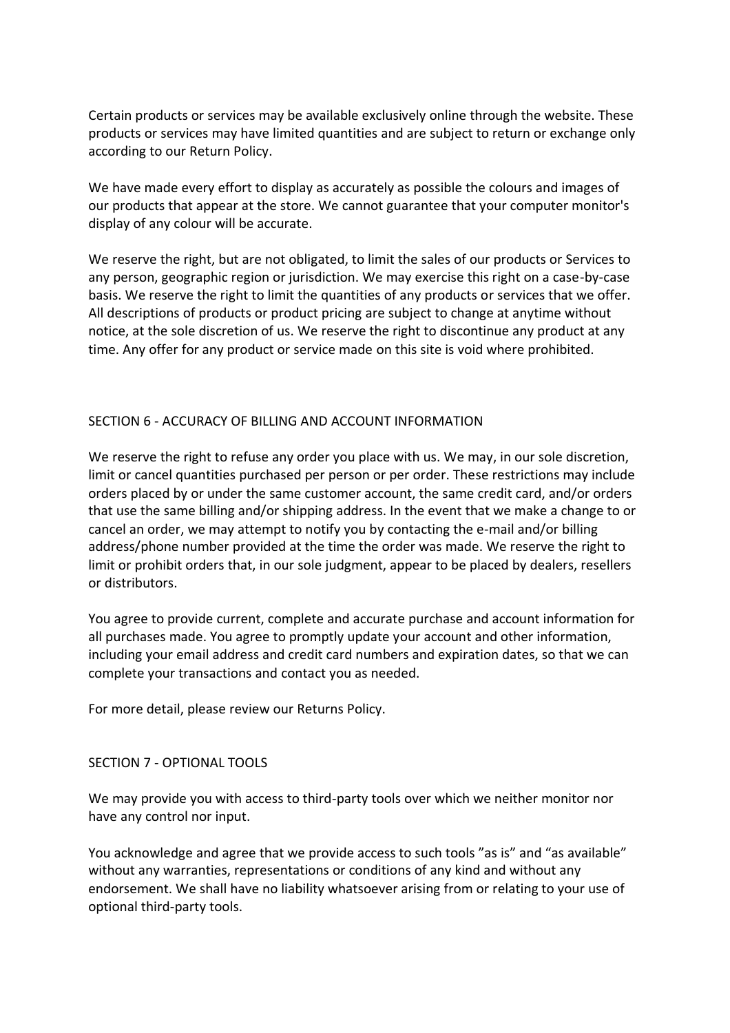Certain products or services may be available exclusively online through the website. These products or services may have limited quantities and are subject to return or exchange only according to our Return Policy.

We have made every effort to display as accurately as possible the colours and images of our products that appear at the store. We cannot guarantee that your computer monitor's display of any colour will be accurate.

We reserve the right, but are not obligated, to limit the sales of our products or Services to any person, geographic region or jurisdiction. We may exercise this right on a case-by-case basis. We reserve the right to limit the quantities of any products or services that we offer. All descriptions of products or product pricing are subject to change at anytime without notice, at the sole discretion of us. We reserve the right to discontinue any product at any time. Any offer for any product or service made on this site is void where prohibited.

## SECTION 6 - ACCURACY OF BILLING AND ACCOUNT INFORMATION

We reserve the right to refuse any order you place with us. We may, in our sole discretion, limit or cancel quantities purchased per person or per order. These restrictions may include orders placed by or under the same customer account, the same credit card, and/or orders that use the same billing and/or shipping address. In the event that we make a change to or cancel an order, we may attempt to notify you by contacting the e-mail and/or billing address/phone number provided at the time the order was made. We reserve the right to limit or prohibit orders that, in our sole judgment, appear to be placed by dealers, resellers or distributors.

You agree to provide current, complete and accurate purchase and account information for all purchases made. You agree to promptly update your account and other information, including your email address and credit card numbers and expiration dates, so that we can complete your transactions and contact you as needed.

For more detail, please review our Returns Policy.

## SECTION 7 - OPTIONAL TOOLS

We may provide you with access to third-party tools over which we neither monitor nor have any control nor input.

You acknowledge and agree that we provide access to such tools "as is" and "as available" without any warranties, representations or conditions of any kind and without any endorsement. We shall have no liability whatsoever arising from or relating to your use of optional third-party tools.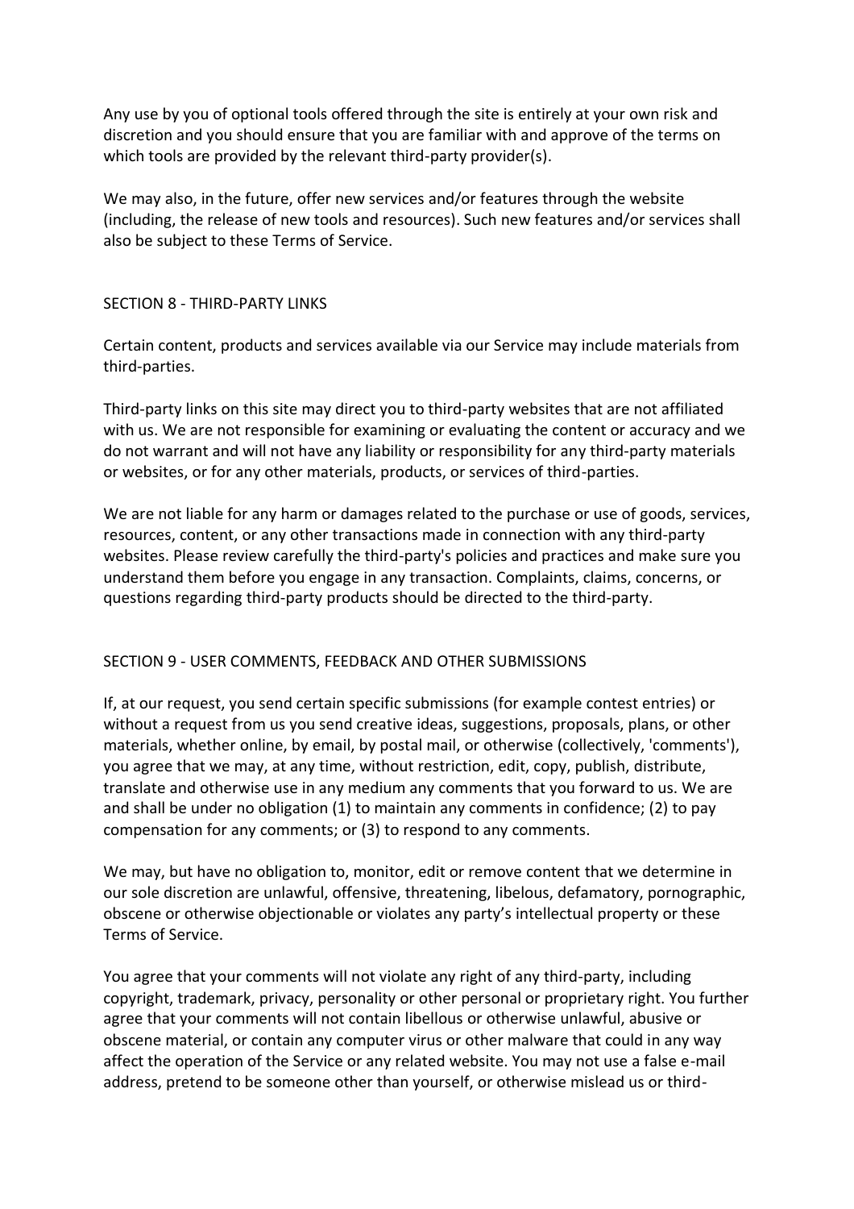Any use by you of optional tools offered through the site is entirely at your own risk and discretion and you should ensure that you are familiar with and approve of the terms on which tools are provided by the relevant third-party provider(s).

We may also, in the future, offer new services and/or features through the website (including, the release of new tools and resources). Such new features and/or services shall also be subject to these Terms of Service.

## SECTION 8 - THIRD-PARTY LINKS

Certain content, products and services available via our Service may include materials from third-parties.

Third-party links on this site may direct you to third-party websites that are not affiliated with us. We are not responsible for examining or evaluating the content or accuracy and we do not warrant and will not have any liability or responsibility for any third-party materials or websites, or for any other materials, products, or services of third-parties.

We are not liable for any harm or damages related to the purchase or use of goods, services, resources, content, or any other transactions made in connection with any third-party websites. Please review carefully the third-party's policies and practices and make sure you understand them before you engage in any transaction. Complaints, claims, concerns, or questions regarding third-party products should be directed to the third-party.

## SECTION 9 - USER COMMENTS, FEEDBACK AND OTHER SUBMISSIONS

If, at our request, you send certain specific submissions (for example contest entries) or without a request from us you send creative ideas, suggestions, proposals, plans, or other materials, whether online, by email, by postal mail, or otherwise (collectively, 'comments'), you agree that we may, at any time, without restriction, edit, copy, publish, distribute, translate and otherwise use in any medium any comments that you forward to us. We are and shall be under no obligation (1) to maintain any comments in confidence; (2) to pay compensation for any comments; or (3) to respond to any comments.

We may, but have no obligation to, monitor, edit or remove content that we determine in our sole discretion are unlawful, offensive, threatening, libelous, defamatory, pornographic, obscene or otherwise objectionable or violates any party's intellectual property or these Terms of Service.

You agree that your comments will not violate any right of any third-party, including copyright, trademark, privacy, personality or other personal or proprietary right. You further agree that your comments will not contain libellous or otherwise unlawful, abusive or obscene material, or contain any computer virus or other malware that could in any way affect the operation of the Service or any related website. You may not use a false e-mail address, pretend to be someone other than yourself, or otherwise mislead us or third-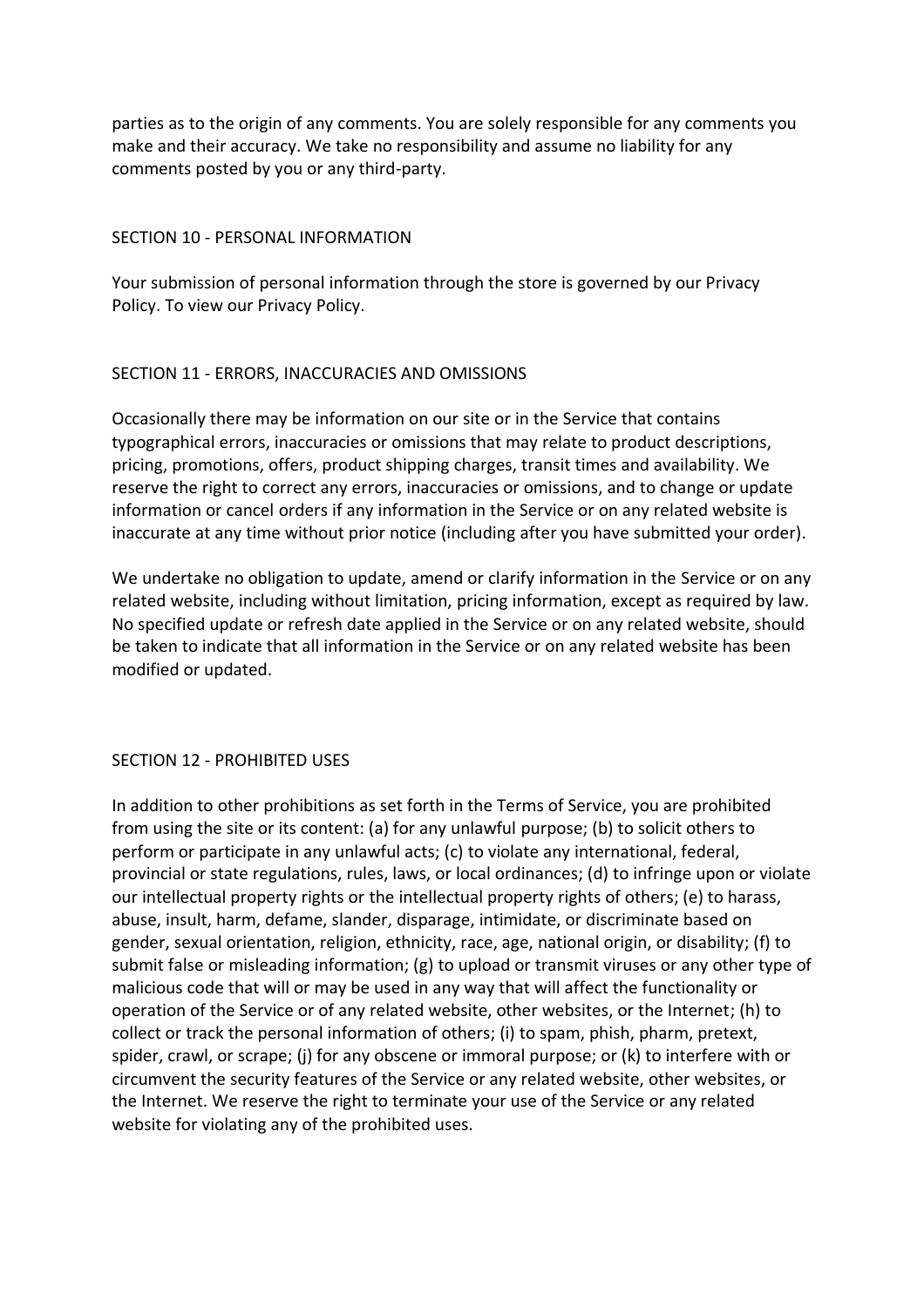parties as to the origin of any comments. You are solely responsible for any comments you make and their accuracy. We take no responsibility and assume no liability for any comments posted by you or any third-party.

## SECTION 10 - PERSONAL INFORMATION

Your submission of personal information through the store is governed by our Privacy Policy. To view our Privacy Policy.

## SECTION 11 - ERRORS, INACCURACIES AND OMISSIONS

Occasionally there may be information on our site or in the Service that contains typographical errors, inaccuracies or omissions that may relate to product descriptions, pricing, promotions, offers, product shipping charges, transit times and availability. We reserve the right to correct any errors, inaccuracies or omissions, and to change or update information or cancel orders if any information in the Service or on any related website is inaccurate at any time without prior notice (including after you have submitted your order).

We undertake no obligation to update, amend or clarify information in the Service or on any related website, including without limitation, pricing information, except as required by law. No specified update or refresh date applied in the Service or on any related website, should be taken to indicate that all information in the Service or on any related website has been modified or updated.

## SECTION 12 - PROHIBITED USES

In addition to other prohibitions as set forth in the Terms of Service, you are prohibited from using the site or its content: (a) for any unlawful purpose; (b) to solicit others to perform or participate in any unlawful acts; (c) to violate any international, federal, provincial or state regulations, rules, laws, or local ordinances; (d) to infringe upon or violate our intellectual property rights or the intellectual property rights of others; (e) to harass, abuse, insult, harm, defame, slander, disparage, intimidate, or discriminate based on gender, sexual orientation, religion, ethnicity, race, age, national origin, or disability; (f) to submit false or misleading information; (g) to upload or transmit viruses or any other type of malicious code that will or may be used in any way that will affect the functionality or operation of the Service or of any related website, other websites, or the Internet; (h) to collect or track the personal information of others; (i) to spam, phish, pharm, pretext, spider, crawl, or scrape; (j) for any obscene or immoral purpose; or (k) to interfere with or circumvent the security features of the Service or any related website, other websites, or the Internet. We reserve the right to terminate your use of the Service or any related website for violating any of the prohibited uses.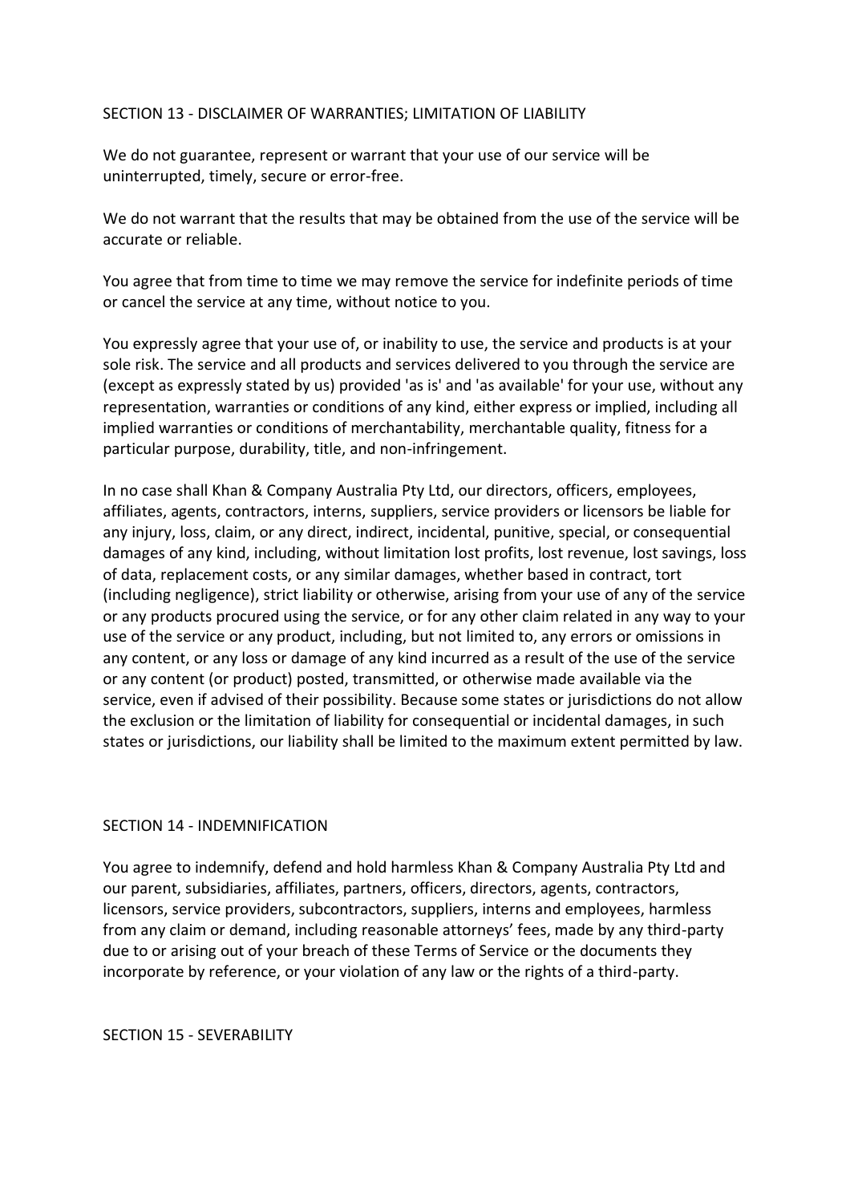## SECTION 13 - DISCLAIMER OF WARRANTIES; LIMITATION OF LIABILITY

We do not guarantee, represent or warrant that your use of our service will be uninterrupted, timely, secure or error-free.

We do not warrant that the results that may be obtained from the use of the service will be accurate or reliable.

You agree that from time to time we may remove the service for indefinite periods of time or cancel the service at any time, without notice to you.

You expressly agree that your use of, or inability to use, the service and products is at your sole risk. The service and all products and services delivered to you through the service are (except as expressly stated by us) provided 'as is' and 'as available' for your use, without any representation, warranties or conditions of any kind, either express or implied, including all implied warranties or conditions of merchantability, merchantable quality, fitness for a particular purpose, durability, title, and non-infringement.

In no case shall Khan & Company Australia Pty Ltd, our directors, officers, employees, affiliates, agents, contractors, interns, suppliers, service providers or licensors be liable for any injury, loss, claim, or any direct, indirect, incidental, punitive, special, or consequential damages of any kind, including, without limitation lost profits, lost revenue, lost savings, loss of data, replacement costs, or any similar damages, whether based in contract, tort (including negligence), strict liability or otherwise, arising from your use of any of the service or any products procured using the service, or for any other claim related in any way to your use of the service or any product, including, but not limited to, any errors or omissions in any content, or any loss or damage of any kind incurred as a result of the use of the service or any content (or product) posted, transmitted, or otherwise made available via the service, even if advised of their possibility. Because some states or jurisdictions do not allow the exclusion or the limitation of liability for consequential or incidental damages, in such states or jurisdictions, our liability shall be limited to the maximum extent permitted by law.

## SECTION 14 - INDEMNIFICATION

You agree to indemnify, defend and hold harmless Khan & Company Australia Pty Ltd and our parent, subsidiaries, affiliates, partners, officers, directors, agents, contractors, licensors, service providers, subcontractors, suppliers, interns and employees, harmless from any claim or demand, including reasonable attorneys' fees, made by any third-party due to or arising out of your breach of these Terms of Service or the documents they incorporate by reference, or your violation of any law or the rights of a third-party.

## SECTION 15 - SEVERABILITY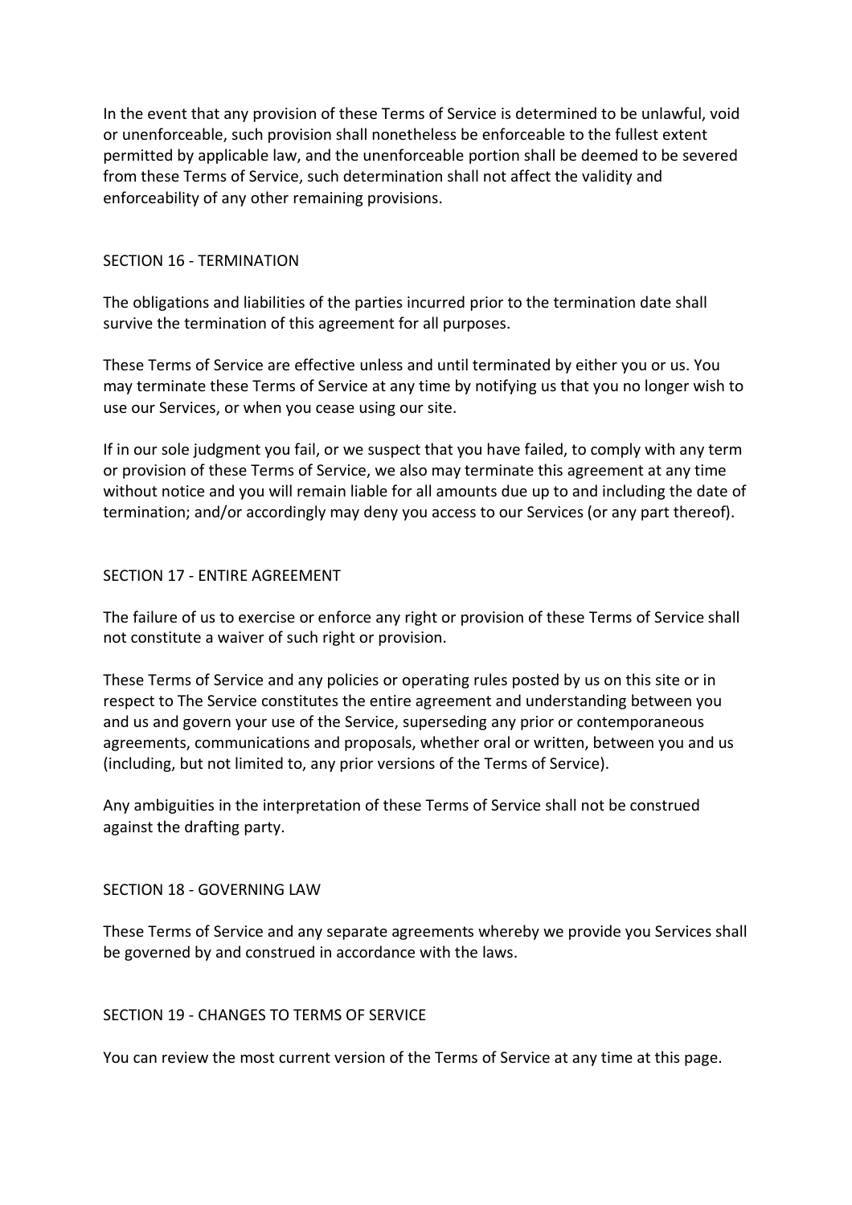In the event that any provision of these Terms of Service is determined to be unlawful, void or unenforceable, such provision shall nonetheless be enforceable to the fullest extent permitted by applicable law, and the unenforceable portion shall be deemed to be severed from these Terms of Service, such determination shall not affect the validity and enforceability of any other remaining provisions.

## SECTION 16 - TERMINATION

The obligations and liabilities of the parties incurred prior to the termination date shall survive the termination of this agreement for all purposes.

These Terms of Service are effective unless and until terminated by either you or us. You may terminate these Terms of Service at any time by notifying us that you no longer wish to use our Services, or when you cease using our site.

If in our sole judgment you fail, or we suspect that you have failed, to comply with any term or provision of these Terms of Service, we also may terminate this agreement at any time without notice and you will remain liable for all amounts due up to and including the date of termination; and/or accordingly may deny you access to our Services (or any part thereof).

## SECTION 17 - ENTIRE AGREEMENT

The failure of us to exercise or enforce any right or provision of these Terms of Service shall not constitute a waiver of such right or provision.

These Terms of Service and any policies or operating rules posted by us on this site or in respect to The Service constitutes the entire agreement and understanding between you and us and govern your use of the Service, superseding any prior or contemporaneous agreements, communications and proposals, whether oral or written, between you and us (including, but not limited to, any prior versions of the Terms of Service).

Any ambiguities in the interpretation of these Terms of Service shall not be construed against the drafting party.

## SECTION 18 - GOVERNING LAW

These Terms of Service and any separate agreements whereby we provide you Services shall be governed by and construed in accordance with the laws.

## SECTION 19 - CHANGES TO TERMS OF SERVICE

You can review the most current version of the Terms of Service at any time at this page.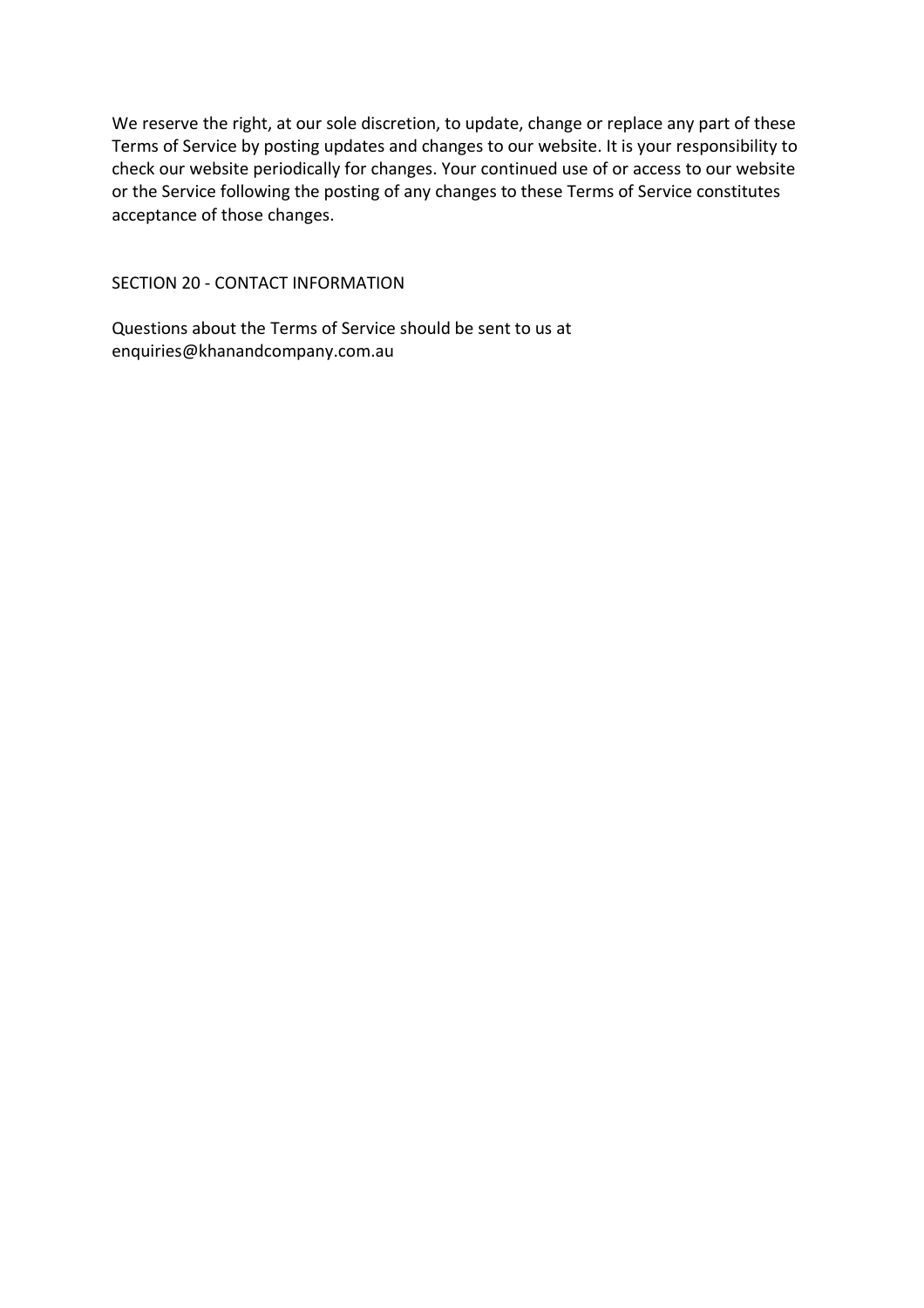We reserve the right, at our sole discretion, to update, change or replace any part of these Terms of Service by posting updates and changes to our website. It is your responsibility to check our website periodically for changes. Your continued use of or access to our website or the Service following the posting of any changes to these Terms of Service constitutes acceptance of those changes.

SECTION 20 - CONTACT INFORMATION

Questions about the Terms of Service should be sent to us at enquiries@khanandcompany.com.au